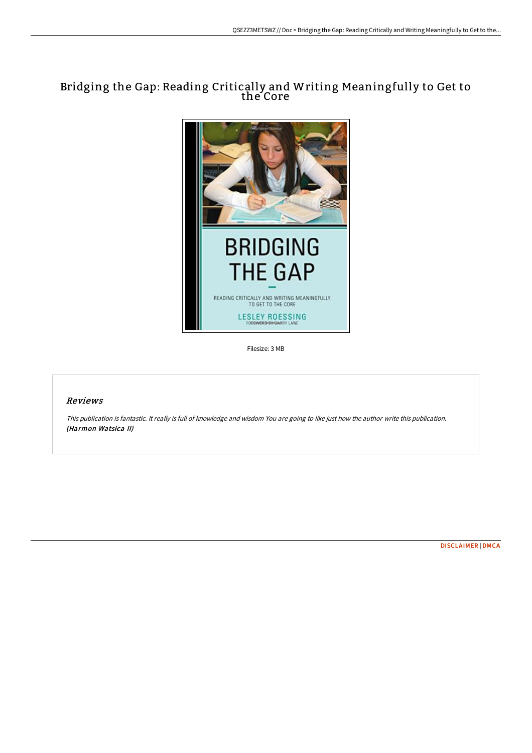# Bridging the Gap: Reading Critically and Writing Meaningfully to Get to the Core

Filesize: 3 MB

## *Reviews*

*This publication is fantastic. It really is full of knowledge and wisdom You are going to like just how the author write this publication.* ***(Harmon Watsica II)***

DISCLAIMER | DMCA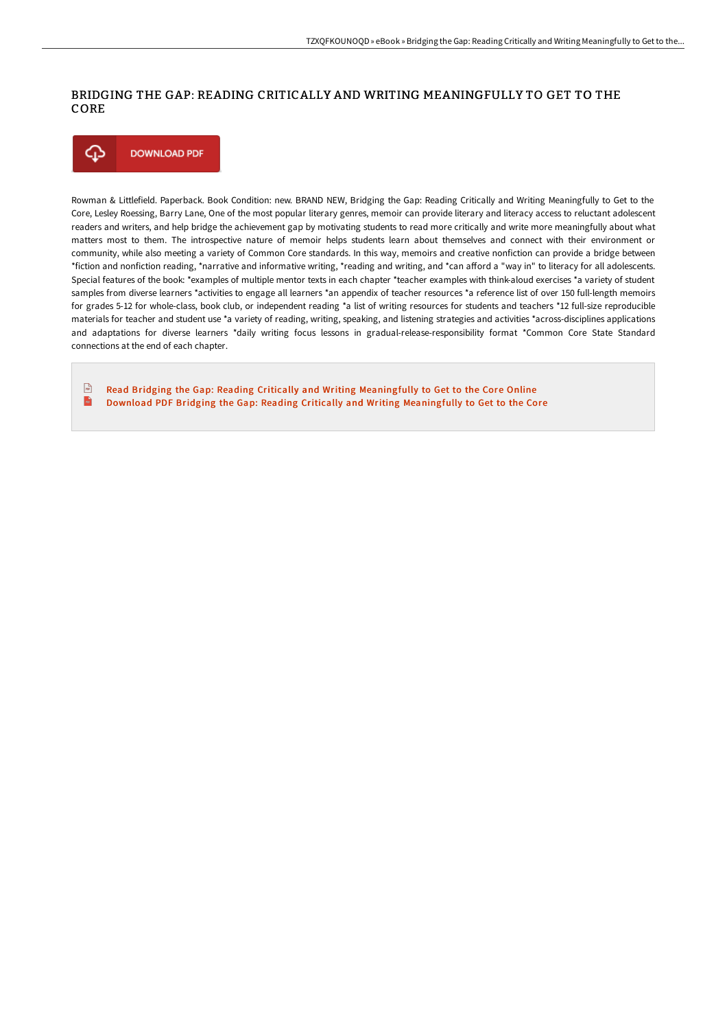# BRIDGING THE GAP: READING CRITICALLY AND WRITING MEANINGFULLY TO GET TO THE CORE

DOWNLOAD PDF

Rowman & Littlefield. Paperback. Book Condition: new. BRAND NEW, Bridging the Gap: Reading Critically and Writing Meaningfully to Get to the Core, Lesley Roessing, Barry Lane, One of the most popular literary genres, memoir can provide literary and literacy access to reluctant adolescent readers and writers, and help bridge the achievement gap by motivating students to read more critically and write more meaningfully about what matters most to them. The introspective nature of memoir helps students learn about themselves and connect with their environment or community, while also meeting a variety of Common Core standards. In this way, memoirs and creative nonfiction can provide a bridge between *fiction and nonfiction reading, *narrative and informative writing, *reading and writing, and *can afford a "way in" to literacy for all adolescents. Special features of the book: *examples of multiple mentor texts in each chapter *teacher examples with think-aloud exercises *a variety of student samples from diverse learners *activities to engage all learners *an appendix of teacher resources *a reference list of over 150 full-length memoirs for grades 5-12 for whole-class, book club, or independent reading *a list of writing resources for students and teachers *12 full-size reproducible materials for teacher and student use *a variety of reading, writing, speaking, and listening strategies and activities *across-disciplines applications and adaptations for diverse learners *daily writing focus lessons in gradual-release-responsibility format *Common Core State Standard connections at the end of each chapter.

Read Bridging the Gap: Reading Critically and Writing Meaningfully to Get to the Core Online

Download PDF Bridging the Gap: Reading Critically and Writing Meaningfully to Get to the Core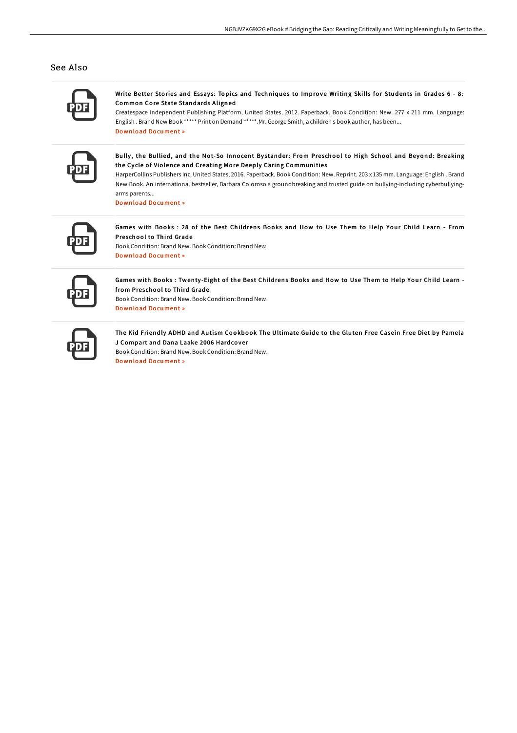## See Also

**Write Better Stories and Essays: Topics and Techniques to Improve Writing Skills for Students in Grades 6 - 8: Common Core State Standards Aligned**

Createspace Independent Publishing Platform, United States, 2012. Paperback. Book Condition: New. 277 x 211 mm. Language: English . Brand New Book ***** Print on Demand *****.Mr. George Smith, a children s book author, has been...

Download Document »

**Bully, the Bullied, and the Not-So Innocent Bystander: From Preschool to High School and Beyond: Breaking the Cycle of Violence and Creating More Deeply Caring Communities**

HarperCollins Publishers Inc, United States, 2016. Paperback. Book Condition: New. Reprint. 203 x 135 mm. Language: English . Brand New Book. An international bestseller, Barbara Coloroso s groundbreaking and trusted guide on bullying-including cyberbullying-arms parents...

Download Document »

**Games with Books : 28 of the Best Childrens Books and How to Use Them to Help Your Child Learn - From Preschool to Third Grade**

Book Condition: Brand New. Book Condition: Brand New.

Download Document »

**Games with Books : Twenty-Eight of the Best Childrens Books and How to Use Them to Help Your Child Learn - from Preschool to Third Grade**

Book Condition: Brand New. Book Condition: Brand New.

Download Document »

**The Kid Friendly ADHD and Autism Cookbook The Ultimate Guide to the Gluten Free Casein Free Diet by Pamela J Compart and Dana Laake 2006 Hardcover**

Book Condition: Brand New. Book Condition: Brand New.

Download Document »